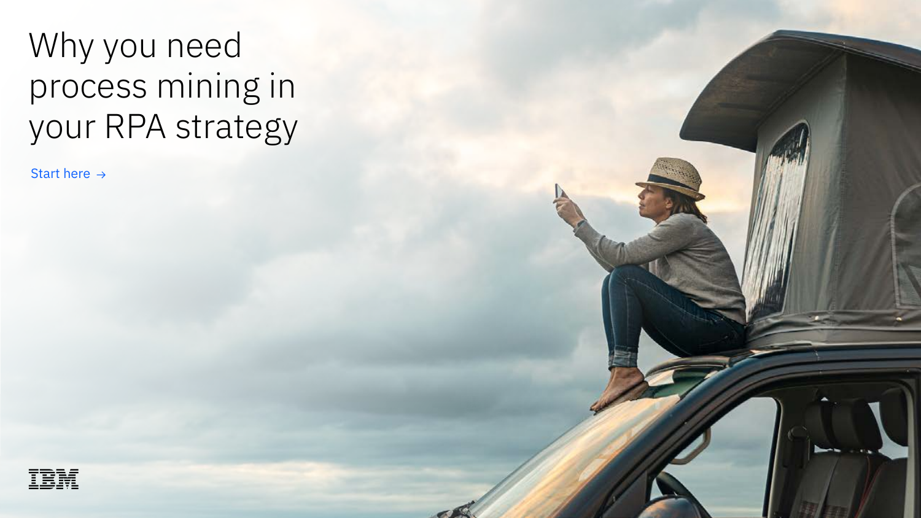# Why you need process mining in your RPA strategy

Start here →

IBM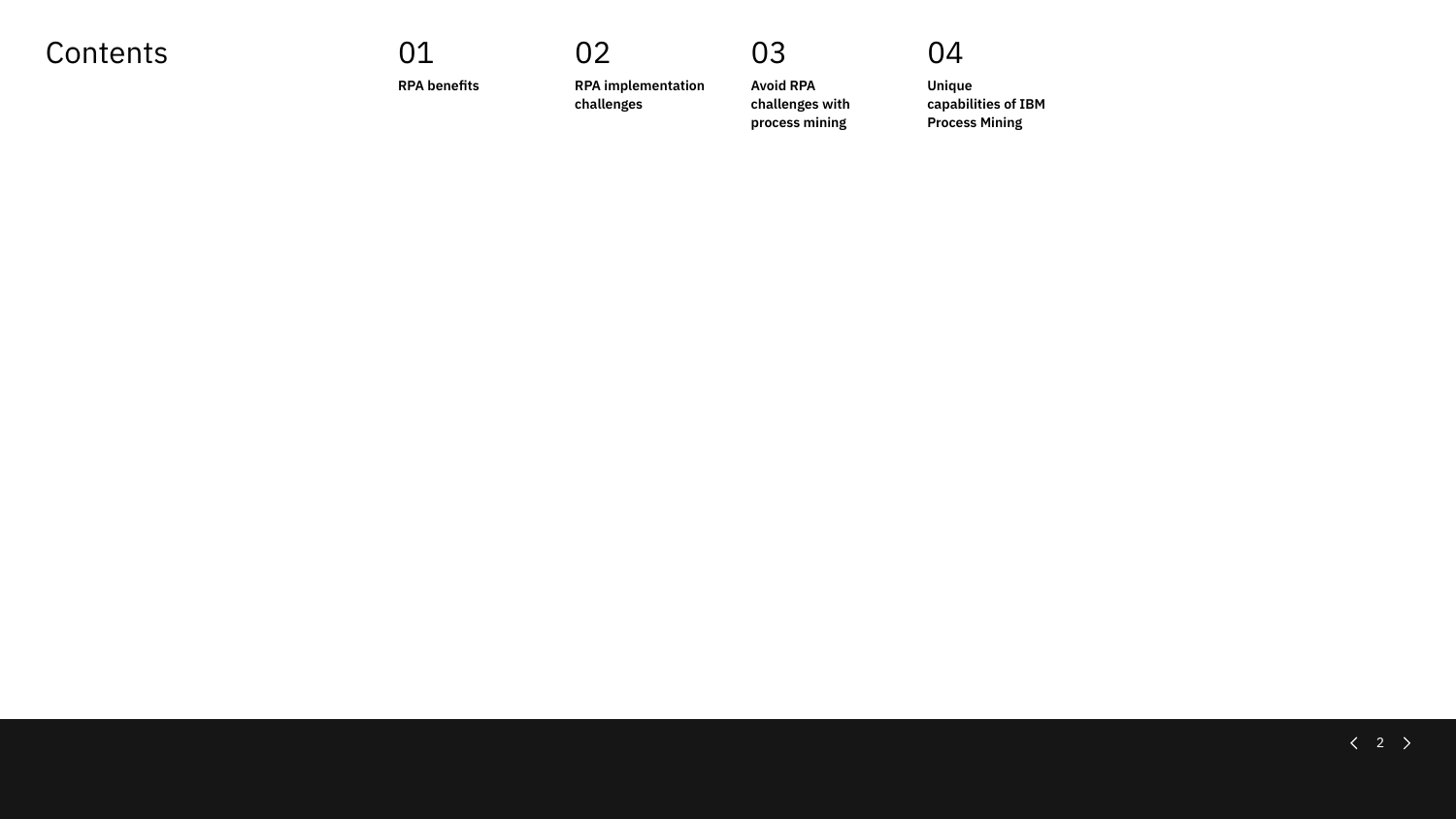# Contents

01
**RPA benefits**

02
**RPA implementation challenges**

03
**Avoid RPA challenges with process mining**

04
**Unique capabilities of IBM Process Mining**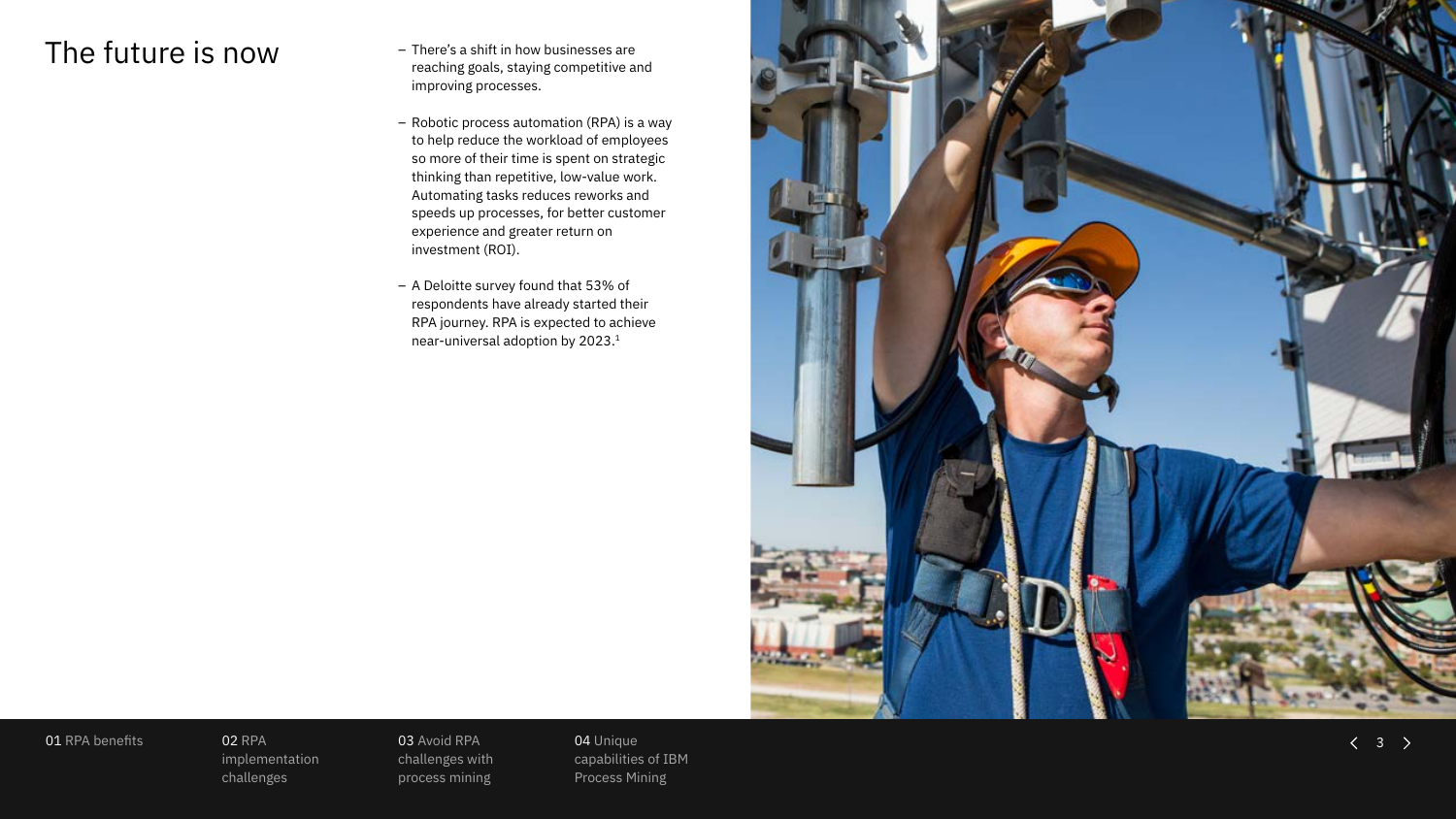# The future is now

- There's a shift in how businesses are reaching goals, staying competitive and improving processes.
- Robotic process automation (RPA) is a way to help reduce the workload of employees so more of their time is spent on strategic thinking than repetitive, low-value work. Automating tasks reduces reworks and speeds up processes, for better customer experience and greater return on investment (ROI).
- A Deloitte survey found that 53% of respondents have already started their RPA journey. RPA is expected to achieve near-universal adoption by 2023.[1]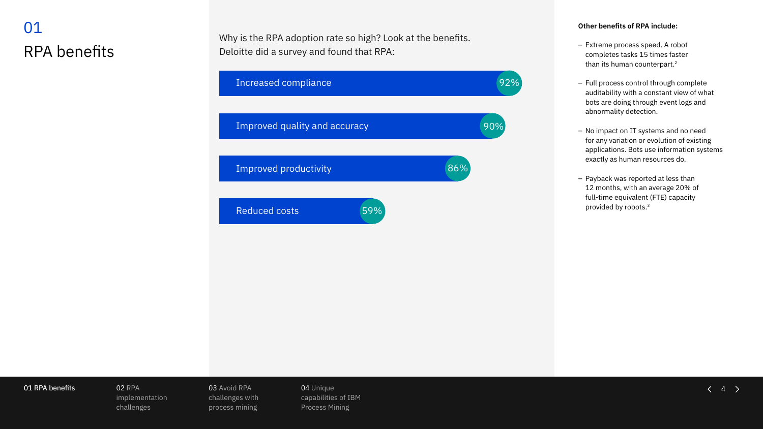# 01 RPA benefits

Why is the RPA adoption rate so high? Look at the benefits. Deloitte did a survey and found that RPA:

- Increased compliance — 92%
- Improved quality and accuracy — 90%
- Improved productivity — 86%
- Reduced costs — 59%

**Other benefits of RPA include:**

- Extreme process speed. A robot completes tasks 15 times faster than its human counterpart.[2]
- Full process control through complete auditability with a constant view of what bots are doing through event logs and abnormality detection.
- No impact on IT systems and no need for any variation or evolution of existing applications. Bots use information systems exactly as human resources do.
- Payback was reported at less than 12 months, with an average 20% of full-time equivalent (FTE) capacity provided by robots.[3]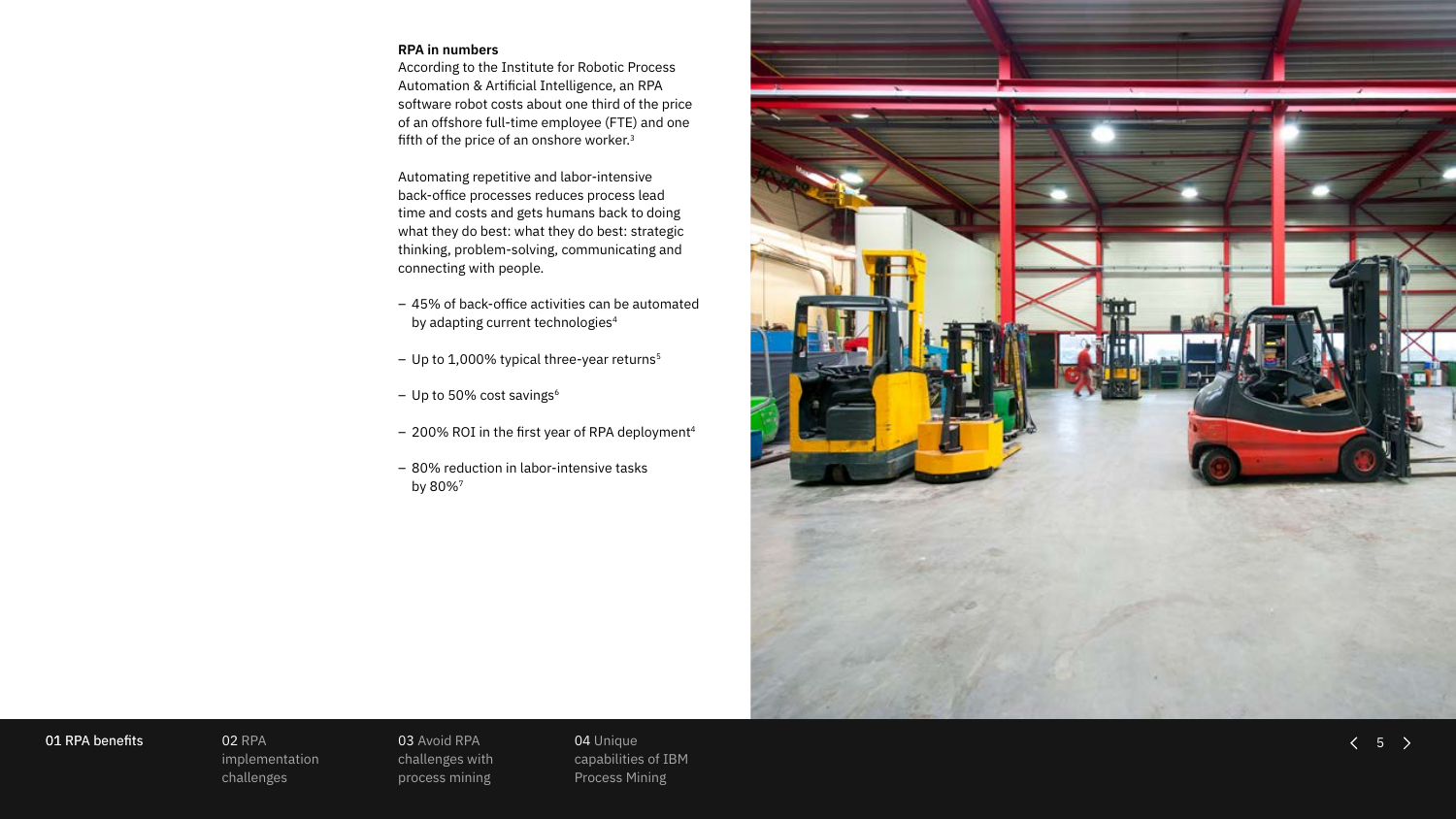**RPA in numbers**

According to the Institute for Robotic Process Automation & Artificial Intelligence, an RPA software robot costs about one third of the price of an offshore full-time employee (FTE) and one fifth of the price of an onshore worker.[3]

Automating repetitive and labor-intensive back-office processes reduces process lead time and costs and gets humans back to doing what they do best: what they do best: strategic thinking, problem-solving, communicating and connecting with people.

- 45% of back-office activities can be automated by adapting current technologies[4]
- Up to 1,000% typical three-year returns[5]
- Up to 50% cost savings[6]
- 200% ROI in the first year of RPA deployment[4]
- 80% reduction in labor-intensive tasks by 80%[7]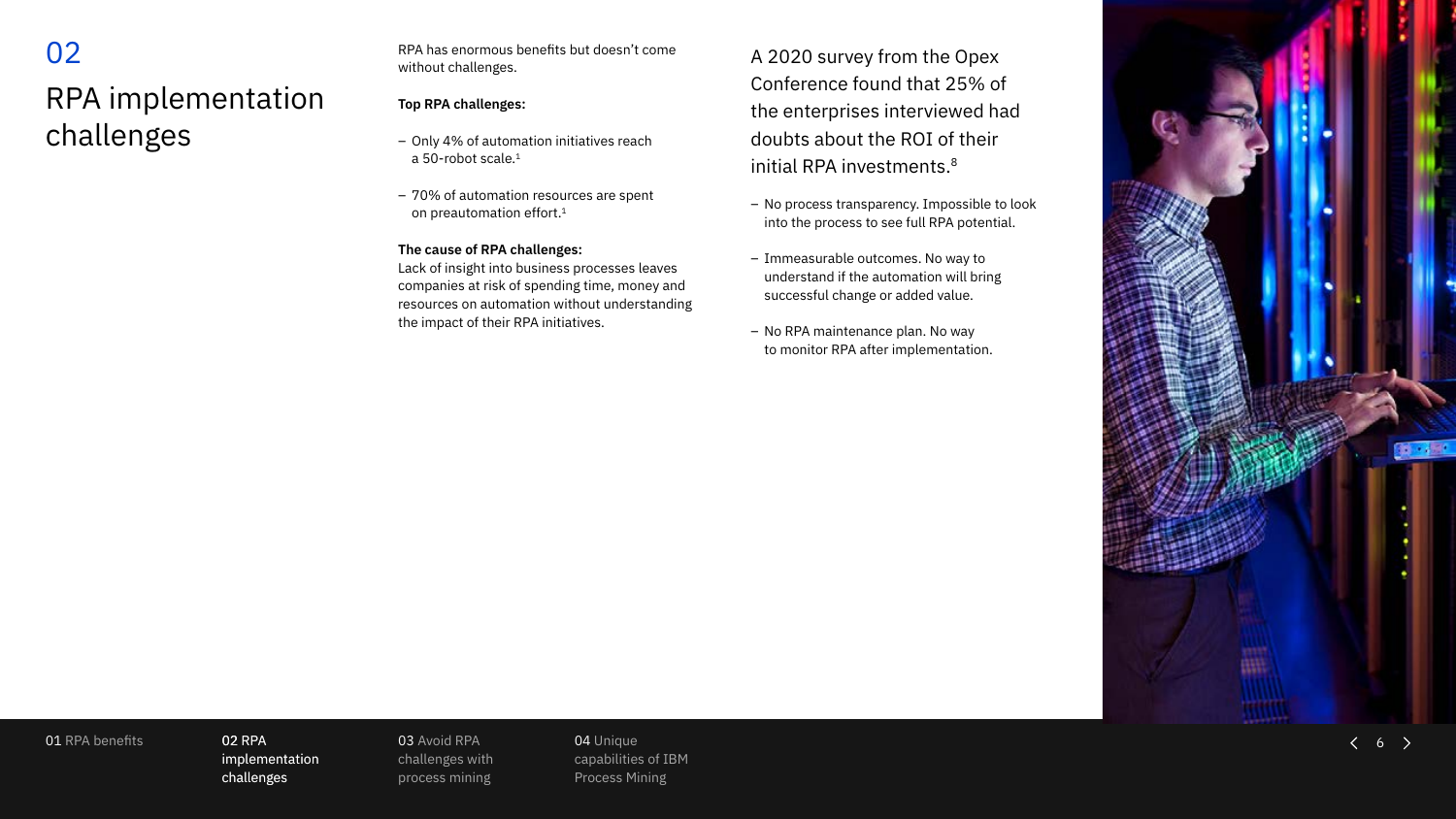# 02 RPA implementation challenges

RPA has enormous benefits but doesn't come without challenges.

**Top RPA challenges:**

- Only 4% of automation initiatives reach a 50-robot scale.[1]
- 70% of automation resources are spent on preautomation effort.[1]

**The cause of RPA challenges:**
Lack of insight into business processes leaves companies at risk of spending time, money and resources on automation without understanding the impact of their RPA initiatives.

A 2020 survey from the Opex Conference found that 25% of the enterprises interviewed had doubts about the ROI of their initial RPA investments.[8]

- No process transparency. Impossible to look into the process to see full RPA potential.
- Immeasurable outcomes. No way to understand if the automation will bring successful change or added value.
- No RPA maintenance plan. No way to monitor RPA after implementation.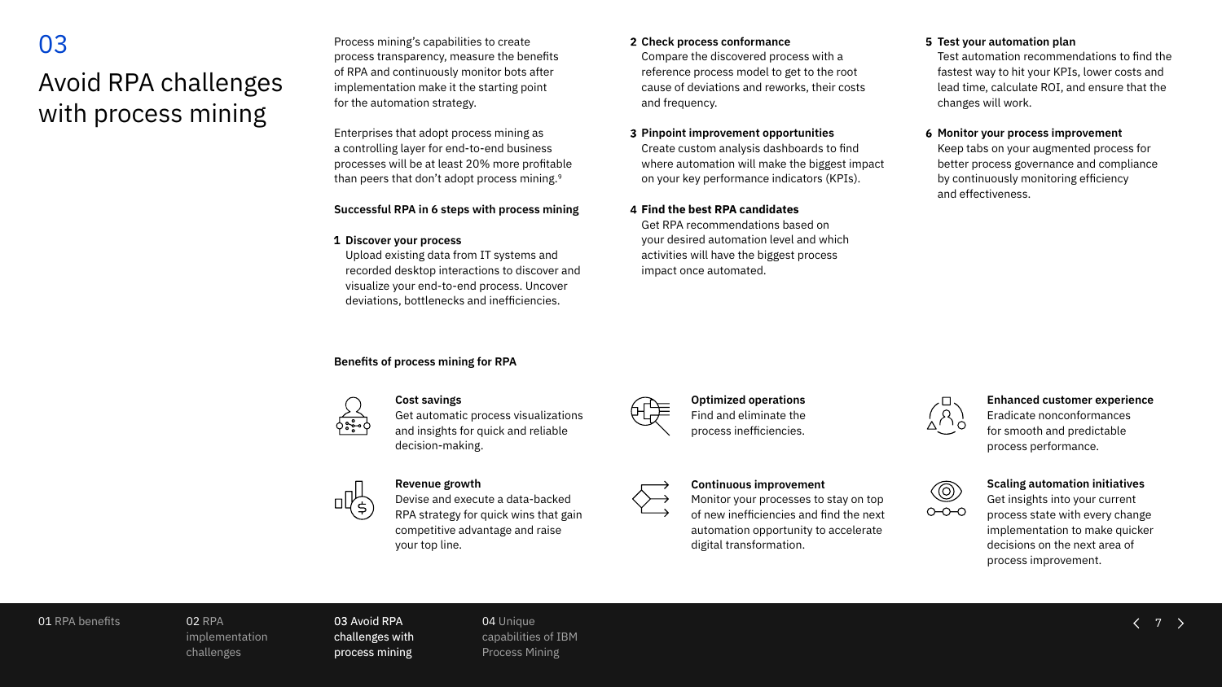# 03

# Avoid RPA challenges with process mining

Process mining's capabilities to create process transparency, measure the benefits of RPA and continuously monitor bots after implementation make it the starting point for the automation strategy.

Enterprises that adopt process mining as a controlling layer for end-to-end business processes will be at least 20% more profitable than peers that don't adopt process mining.[9]

**Successful RPA in 6 steps with process mining**

**1 Discover your process**
Upload existing data from IT systems and recorded desktop interactions to discover and visualize your end-to-end process. Uncover deviations, bottlenecks and inefficiencies.

**2 Check process conformance**
Compare the discovered process with a reference process model to get to the root cause of deviations and reworks, their costs and frequency.

**3 Pinpoint improvement opportunities**
Create custom analysis dashboards to find where automation will make the biggest impact on your key performance indicators (KPIs).

**4 Find the best RPA candidates**
Get RPA recommendations based on your desired automation level and which activities will have the biggest process impact once automated.

**5 Test your automation plan**
Test automation recommendations to find the fastest way to hit your KPIs, lower costs and lead time, calculate ROI, and ensure that the changes will work.

**6 Monitor your process improvement**
Keep tabs on your augmented process for better process governance and compliance by continuously monitoring efficiency and effectiveness.

**Benefits of process mining for RPA**

**Cost savings**
Get automatic process visualizations and insights for quick and reliable decision-making.

**Revenue growth**
Devise and execute a data-backed RPA strategy for quick wins that gain competitive advantage and raise your top line.

**Optimized operations**
Find and eliminate the process inefficiencies.

**Continuous improvement**
Monitor your processes to stay on top of new inefficiencies and find the next automation opportunity to accelerate digital transformation.

**Enhanced customer experience**
Eradicate nonconformances for smooth and predictable process performance.

**Scaling automation initiatives**
Get insights into your current process state with every change implementation to make quicker decisions on the next area of process improvement.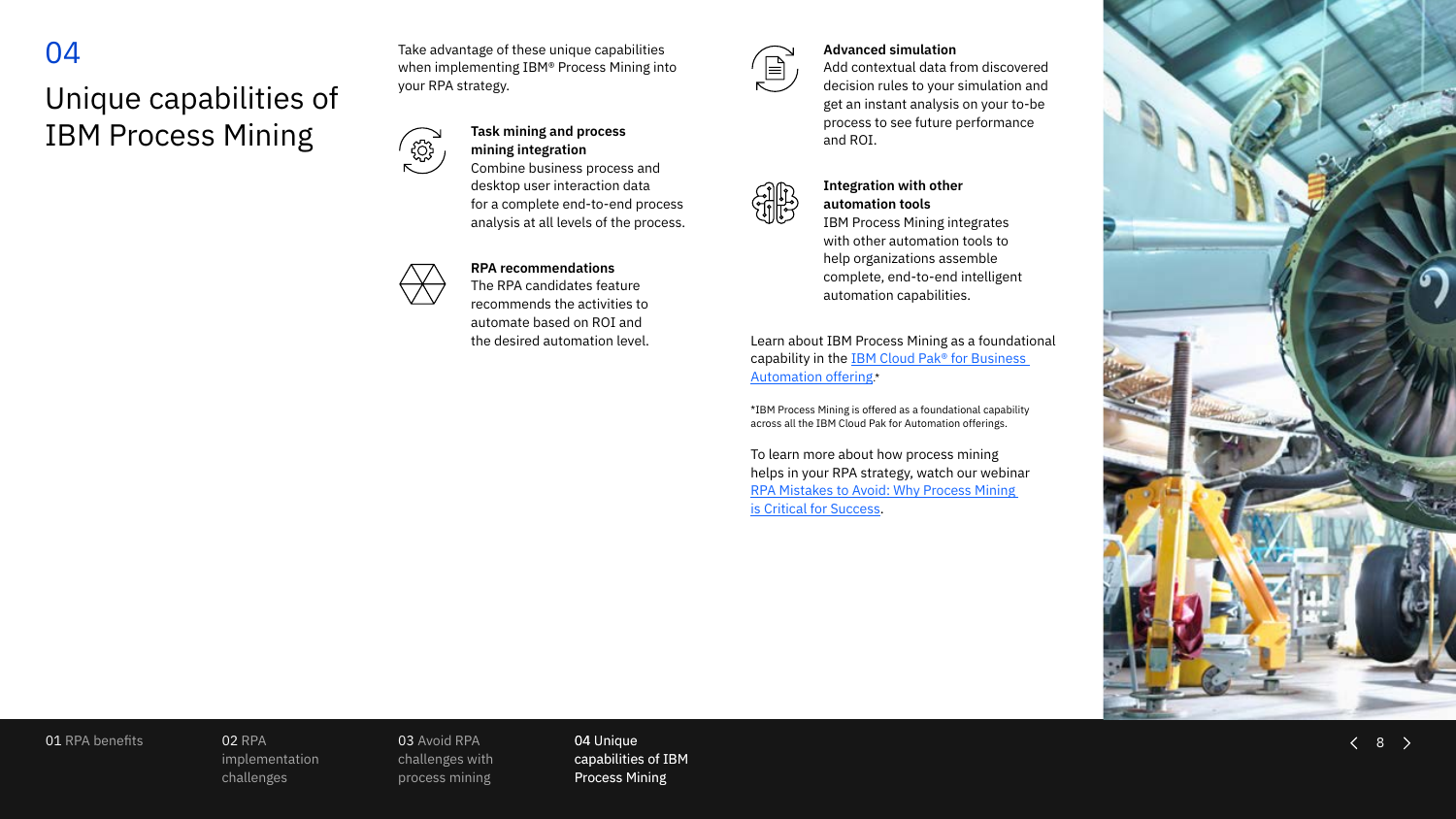# 04

# Unique capabilities of IBM Process Mining

Take advantage of these unique capabilities when implementing IBM® Process Mining into your RPA strategy.

**Task mining and process mining integration**
Combine business process and desktop user interaction data for a complete end-to-end process analysis at all levels of the process.

**RPA recommendations**
The RPA candidates feature recommends the activities to automate based on ROI and the desired automation level.

**Advanced simulation**
Add contextual data from discovered decision rules to your simulation and get an instant analysis on your to-be process to see future performance and ROI.

**Integration with other automation tools**
IBM Process Mining integrates with other automation tools to help organizations assemble complete, end-to-end intelligent automation capabilities.

Learn about IBM Process Mining as a foundational capability in the [IBM Cloud Pak® for Business Automation offering](#).*

*IBM Process Mining is offered as a foundational capability across all the IBM Cloud Pak for Automation offerings.

To learn more about how process mining helps in your RPA strategy, watch our webinar [RPA Mistakes to Avoid: Why Process Mining is Critical for Success](#).

01 RPA benefits | 02 RPA implementation challenges | 03 Avoid RPA challenges with process mining | 04 Unique capabilities of IBM Process Mining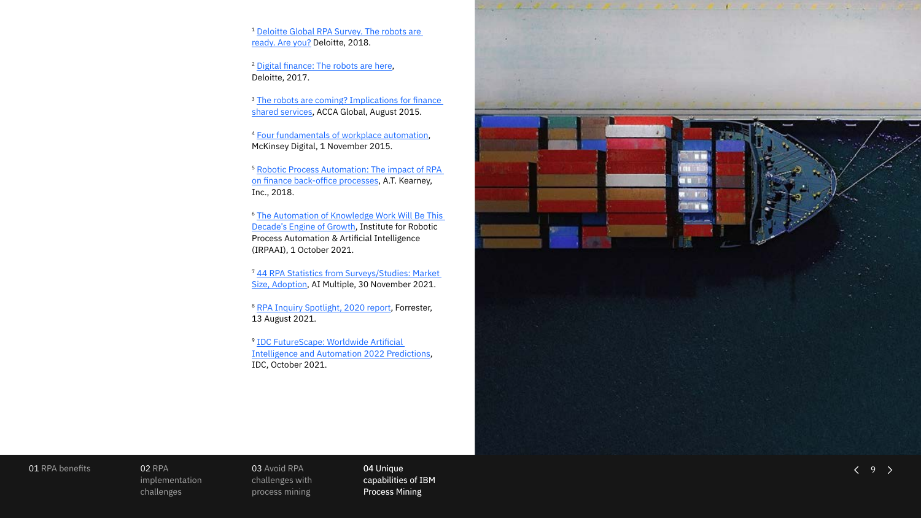[1] Deloitte Global RPA Survey. The robots are ready. Are you? Deloitte, 2018.

[2] Digital finance: The robots are here, Deloitte, 2017.

[3] The robots are coming? Implications for finance shared services, ACCA Global, August 2015.

[4] Four fundamentals of workplace automation, McKinsey Digital, 1 November 2015.

[5] Robotic Process Automation: The impact of RPA on finance back-office processes, A.T. Kearney, Inc., 2018.

[6] The Automation of Knowledge Work Will Be This Decade's Engine of Growth, Institute for Robotic Process Automation & Artificial Intelligence (IRPAAI), 1 October 2021.

[7] 44 RPA Statistics from Surveys/Studies: Market Size, Adoption, AI Multiple, 30 November 2021.

[8] RPA Inquiry Spotlight, 2020 report, Forrester, 13 August 2021.

[9] IDC FutureScape: Worldwide Artificial Intelligence and Automation 2022 Predictions, IDC, October 2021.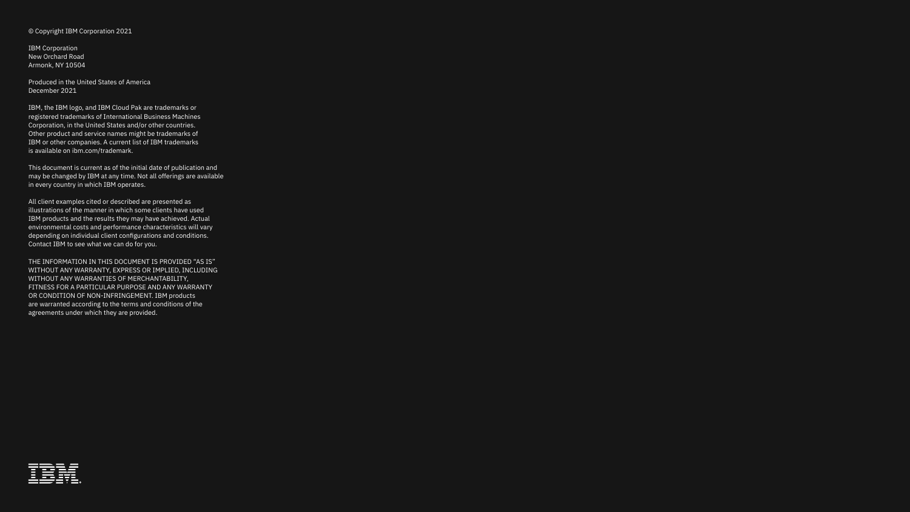© Copyright IBM Corporation 2021

IBM Corporation
New Orchard Road
Armonk, NY 10504

Produced in the United States of America
December 2021

IBM, the IBM logo, and IBM Cloud Pak are trademarks or registered trademarks of International Business Machines Corporation, in the United States and/or other countries. Other product and service names might be trademarks of IBM or other companies. A current list of IBM trademarks is available on ibm.com/trademark.

This document is current as of the initial date of publication and may be changed by IBM at any time. Not all offerings are available in every country in which IBM operates.

All client examples cited or described are presented as illustrations of the manner in which some clients have used IBM products and the results they may have achieved. Actual environmental costs and performance characteristics will vary depending on individual client configurations and conditions. Contact IBM to see what we can do for you.

THE INFORMATION IN THIS DOCUMENT IS PROVIDED "AS IS" WITHOUT ANY WARRANTY, EXPRESS OR IMPLIED, INCLUDING WITHOUT ANY WARRANTIES OF MERCHANTABILITY, FITNESS FOR A PARTICULAR PURPOSE AND ANY WARRANTY OR CONDITION OF NON-INFRINGEMENT. IBM products are warranted according to the terms and conditions of the agreements under which they are provided.